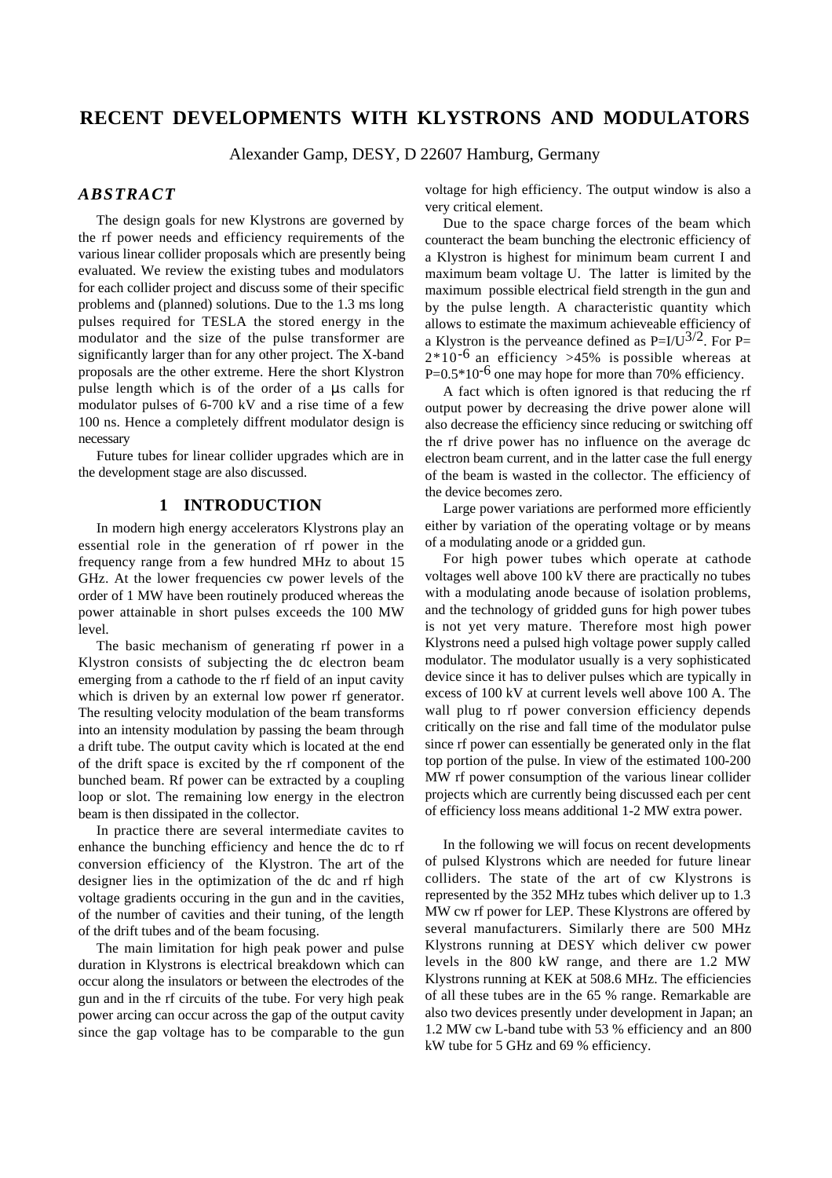# RECENT DEVELOPMENTS WITH KLYSTRONS AND MODULATORS

Alexander Gamp, DESY, D 22607 Hamburg, Germany

## *ABSTRACT*

The design goals for new Klystrons are governed by the rf power needs and efficiency requirements of the various linear collider proposals which are presently being evaluated. We review the existing tubes and modulators for each collider project and discuss some of their specific problems and (planned) solutions. Due to the 1.3 ms long pulses required for TESLA the stored energy in the modulator and the size of the pulse transformer are significantly larger than for any other project. The X-band proposals are the other extreme. Here the short Klystron pulse length which is of the order of a µs calls for modulator pulses of 6-700 kV and a rise time of a few 100 ns. Hence a completely diffrent modulator design is necessary

Future tubes for linear collider upgrades which are in the development stage are also discussed.

## 1 INTRODUCTION

In modern high energy accelerators Klystrons play an essential role in the generation of rf power in the frequency range from a few hundred MHz to about 15 GHz. At the lower frequencies cw power levels of the order of 1 MW have been routinely produced whereas the power attainable in short pulses exceeds the 100 MW level.

The basic mechanism of generating rf power in a Klystron consists of subjecting the dc electron beam emerging from a cathode to the rf field of an input cavity which is driven by an external low power rf generator. The resulting velocity modulation of the beam transforms into an intensity modulation by passing the beam through a drift tube. The output cavity which is located at the end of the drift space is excited by the rf component of the bunched beam. Rf power can be extracted by a coupling loop or slot. The remaining low energy in the electron beam is then dissipated in the collector.

In practice there are several intermediate cavites to enhance the bunching efficiency and hence the dc to rf conversion efficiency of the Klystron. The art of the designer lies in the optimization of the dc and rf high voltage gradients occuring in the gun and in the cavities, of the number of cavities and their tuning, of the length of the drift tubes and of the beam focusing.

The main limitation for high peak power and pulse duration in Klystrons is electrical breakdown which can occur along the insulators or between the electrodes of the gun and in the rf circuits of the tube. For very high peak power arcing can occur across the gap of the output cavity since the gap voltage has to be comparable to the gun voltage for high efficiency. The output window is also a very critical element.

Due to the space charge forces of the beam which counteract the beam bunching the electronic efficiency of a Klystron is highest for minimum beam current I and maximum beam voltage U. The latter is limited by the maximum possible electrical field strength in the gun and by the pulse length. A characteristic quantity which allows to estimate the maximum achieveable efficiency of a Klystron is the perveance defined as $P=I/U^{3/2}$. For $P=2*10^{-6}$ an efficiency >45% is possible whereas at $P=0.5*10^{-6}$ one may hope for more than 70% efficiency.

A fact which is often ignored is that reducing the rf output power by decreasing the drive power alone will also decrease the efficiency since reducing or switching off the rf drive power has no influence on the average dc electron beam current, and in the latter case the full energy of the beam is wasted in the collector. The efficiency of the device becomes zero.

Large power variations are performed more efficiently either by variation of the operating voltage or by means of a modulating anode or a gridded gun.

For high power tubes which operate at cathode voltages well above 100 kV there are practically no tubes with a modulating anode because of isolation problems, and the technology of gridded guns for high power tubes is not yet very mature. Therefore most high power Klystrons need a pulsed high voltage power supply called modulator. The modulator usually is a very sophisticated device since it has to deliver pulses which are typically in excess of 100 kV at current levels well above 100 A. The wall plug to rf power conversion efficiency depends critically on the rise and fall time of the modulator pulse since rf power can essentially be generated only in the flat top portion of the pulse. In view of the estimated 100-200 MW rf power consumption of the various linear collider projects which are currently being discussed each per cent of efficiency loss means additional 1-2 MW extra power.

In the following we will focus on recent developments of pulsed Klystrons which are needed for future linear colliders. The state of the art of cw Klystrons is represented by the 352 MHz tubes which deliver up to 1.3 MW cw rf power for LEP. These Klystrons are offered by several manufacturers. Similarly there are 500 MHz Klystrons running at DESY which deliver cw power levels in the 800 kW range, and there are 1.2 MW Klystrons running at KEK at 508.6 MHz. The efficiencies of all these tubes are in the 65 % range. Remarkable are also two devices presently under development in Japan; an 1.2 MW cw L-band tube with 53 % efficiency and an 800 kW tube for 5 GHz and 69 % efficiency.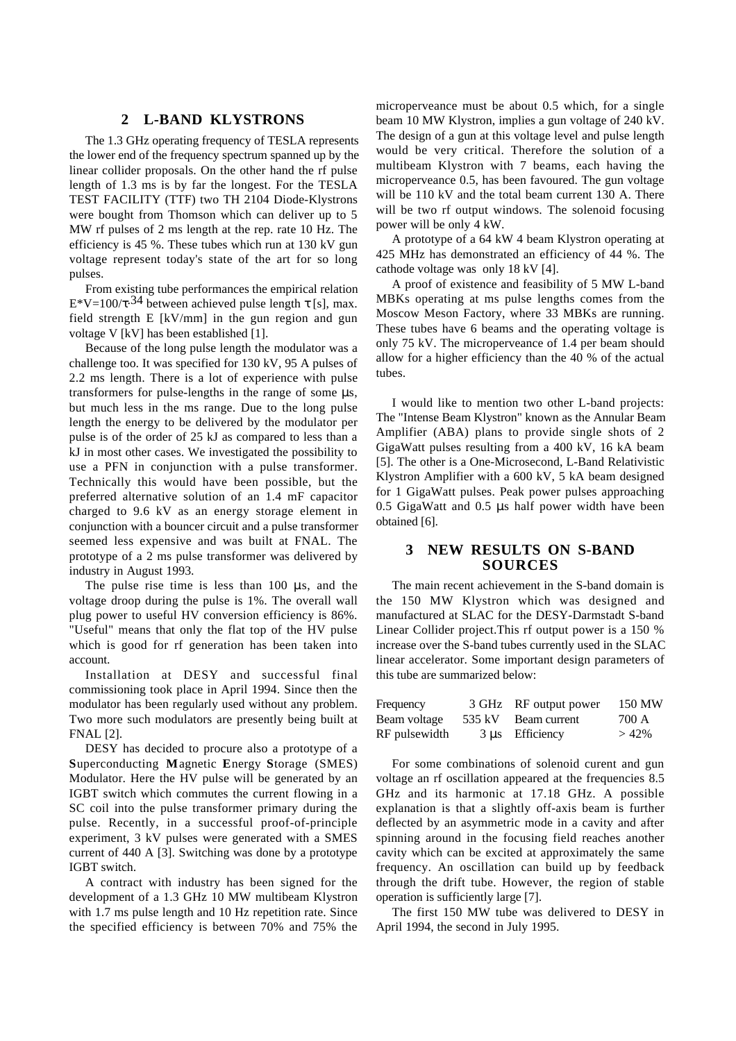## 2 L-BAND KLYSTRONS

The 1.3 GHz operating frequency of TESLA represents the lower end of the frequency spectrum spanned up by the linear collider proposals. On the other hand the rf pulse length of 1.3 ms is by far the longest. For the TESLA TEST FACILITY (TTF) two TH 2104 Diode-Klystrons were bought from Thomson which can deliver up to 5 MW rf pulses of 2 ms length at the rep. rate 10 Hz. The efficiency is 45 %. These tubes which run at 130 kV gun voltage represent today's state of the art for so long pulses.

From existing tube performances the empirical relation $E*V=100/\tau^{.34}$ between achieved pulse length $\tau$ [s], max. field strength E [kV/mm] in the gun region and gun voltage V [kV] has been established [1].

Because of the long pulse length the modulator was a challenge too. It was specified for 130 kV, 95 A pulses of 2.2 ms length. There is a lot of experience with pulse transformers for pulse-lengths in the range of some µs, but much less in the ms range. Due to the long pulse length the energy to be delivered by the modulator per pulse is of the order of 25 kJ as compared to less than a kJ in most other cases. We investigated the possibility to use a PFN in conjunction with a pulse transformer. Technically this would have been possible, but the preferred alternative solution of an 1.4 mF capacitor charged to 9.6 kV as an energy storage element in conjunction with a bouncer circuit and a pulse transformer seemed less expensive and was built at FNAL. The prototype of a 2 ms pulse transformer was delivered by industry in August 1993.

The pulse rise time is less than 100 µs, and the voltage droop during the pulse is 1%. The overall wall plug power to useful HV conversion efficiency is 86%. "Useful" means that only the flat top of the HV pulse which is good for rf generation has been taken into account.

Installation at DESY and successful final commissioning took place in April 1994. Since then the modulator has been regularly used without any problem. Two more such modulators are presently being built at FNAL [2].

DESY has decided to procure also a prototype of a **S**uperconducting **M**agnetic **E**nergy **S**torage (SMES) Modulator. Here the HV pulse will be generated by an IGBT switch which commutes the current flowing in a SC coil into the pulse transformer primary during the pulse. Recently, in a successful proof-of-principle experiment, 3 kV pulses were generated with a SMES current of 440 A [3]. Switching was done by a prototype IGBT switch.

A contract with industry has been signed for the development of a 1.3 GHz 10 MW multibeam Klystron with 1.7 ms pulse length and 10 Hz repetition rate. Since the specified efficiency is between 70% and 75% the microperveance must be about 0.5 which, for a single beam 10 MW Klystron, implies a gun voltage of 240 kV. The design of a gun at this voltage level and pulse length would be very critical. Therefore the solution of a multibeam Klystron with 7 beams, each having the microperveance 0.5, has been favoured. The gun voltage will be 110 kV and the total beam current 130 A. There will be two rf output windows. The solenoid focusing power will be only 4 kW.

A prototype of a 64 kW 4 beam Klystron operating at 425 MHz has demonstrated an efficiency of 44 %. The cathode voltage was only 18 kV [4].

A proof of existence and feasibility of 5 MW L-band MBKs operating at ms pulse lengths comes from the Moscow Meson Factory, where 33 MBKs are running. These tubes have 6 beams and the operating voltage is only 75 kV. The microperveance of 1.4 per beam should allow for a higher efficiency than the 40 % of the actual tubes.

I would like to mention two other L-band projects: The "Intense Beam Klystron" known as the Annular Beam Amplifier (ABA) plans to provide single shots of 2 GigaWatt pulses resulting from a 400 kV, 16 kA beam [5]. The other is a One-Microsecond, L-Band Relativistic Klystron Amplifier with a 600 kV, 5 kA beam designed for 1 GigaWatt pulses. Peak power pulses approaching 0.5 GigaWatt and 0.5 µs half power width have been obtained [6].

## 3 NEW RESULTS ON S-BAND SOURCES

The main recent achievement in the S-band domain is the 150 MW Klystron which was designed and manufactured at SLAC for the DESY-Darmstadt S-band Linear Collider project.This rf output power is a 150 % increase over the S-band tubes currently used in the SLAC linear accelerator. Some important design parameters of this tube are summarized below:

| | | | |
|---|---|---|---|
| Frequency | 3 GHz | RF output power | 150 MW |
| Beam voltage | 535 kV | Beam current | 700 A |
| RF pulsewidth | 3 µs | Efficiency | > 42% |

For some combinations of solenoid curent and gun voltage an rf oscillation appeared at the frequencies 8.5 GHz and its harmonic at 17.18 GHz. A possible explanation is that a slightly off-axis beam is further deflected by an asymmetric mode in a cavity and after spinning around in the focusing field reaches another cavity which can be excited at approximately the same frequency. An oscillation can build up by feedback through the drift tube. However, the region of stable operation is sufficiently large [7].

The first 150 MW tube was delivered to DESY in April 1994, the second in July 1995.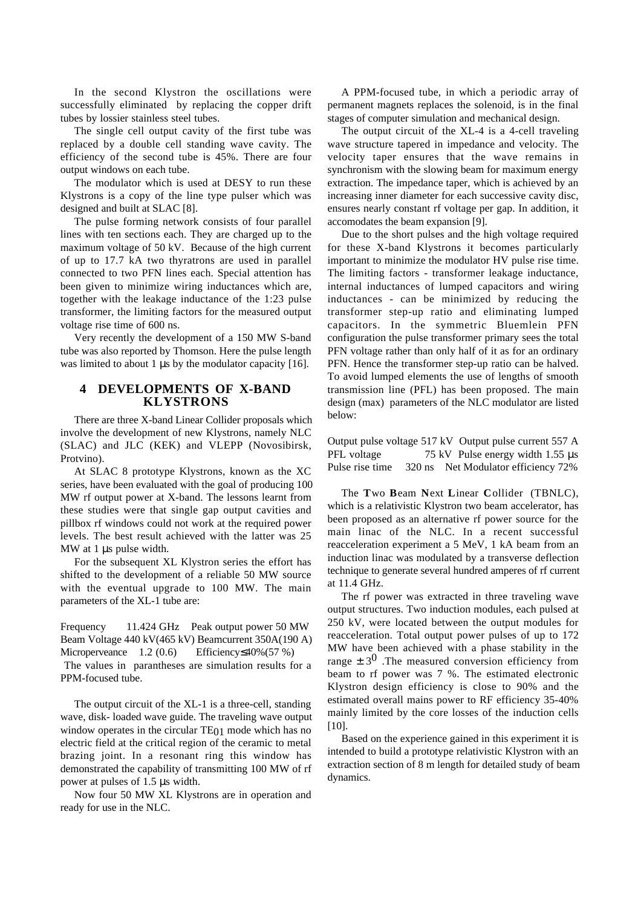In the second Klystron the oscillations were successfully eliminated by replacing the copper drift tubes by lossier stainless steel tubes.

The single cell output cavity of the first tube was replaced by a double cell standing wave cavity. The efficiency of the second tube is 45%. There are four output windows on each tube.

The modulator which is used at DESY to run these Klystrons is a copy of the line type pulser which was designed and built at SLAC [8].

The pulse forming network consists of four parallel lines with ten sections each. They are charged up to the maximum voltage of 50 kV. Because of the high current of up to 17.7 kA two thyratrons are used in parallel connected to two PFN lines each. Special attention has been given to minimize wiring inductances which are, together with the leakage inductance of the 1:23 pulse transformer, the limiting factors for the measured output voltage rise time of 600 ns.

Very recently the development of a 150 MW S-band tube was also reported by Thomson. Here the pulse length was limited to about 1 µs by the modulator capacity [16].

## 4 DEVELOPMENTS OF X-BAND KLYSTRONS

There are three X-band Linear Collider proposals which involve the development of new Klystrons, namely NLC (SLAC) and JLC (KEK) and VLEPP (Novosibirsk, Protvino).

At SLAC 8 prototype Klystrons, known as the XC series, have been evaluated with the goal of producing 100 MW rf output power at X-band. The lessons learnt from these studies were that single gap output cavities and pillbox rf windows could not work at the required power levels. The best result achieved with the latter was 25 MW at 1 µs pulse width.

For the subsequent XL Klystron series the effort has shifted to the development of a reliable 50 MW source with the eventual upgrade to 100 MW. The main parameters of the XL-1 tube are:

| | | | |
|---|---|---|---|
| Frequency | 11.424 GHz | Peak output power | 50 MW |
| Beam Voltage | 440 kV(465 kV) | Beamcurrent | 350A(190 A) |
| Microperveance | 1.2 (0.6) | Efficiency | ≤40%(57 %) |

The values in parantheses are simulation results for a PPM-focused tube.

The output circuit of the XL-1 is a three-cell, standing wave, disk- loaded wave guide. The traveling wave output window operates in the circular $TE_{01}$ mode which has no electric field at the critical region of the ceramic to metal brazing joint. In a resonant ring this window has demonstrated the capability of transmitting 100 MW of rf power at pulses of 1.5 µs width.

Now four 50 MW XL Klystrons are in operation and ready for use in the NLC.

A PPM-focused tube, in which a periodic array of permanent magnets replaces the solenoid, is in the final stages of computer simulation and mechanical design.

The output circuit of the XL-4 is a 4-cell traveling wave structure tapered in impedance and velocity. The velocity taper ensures that the wave remains in synchronism with the slowing beam for maximum energy extraction. The impedance taper, which is achieved by an increasing inner diameter for each successive cavity disc, ensures nearly constant rf voltage per gap. In addition, it accomodates the beam expansion [9].

Due to the short pulses and the high voltage required for these X-band Klystrons it becomes particularly important to minimize the modulator HV pulse rise time. The limiting factors - transformer leakage inductance, internal inductances of lumped capacitors and wiring inductances - can be minimized by reducing the transformer step-up ratio and eliminating lumped capacitors. In the symmetric Bluemlein PFN configuration the pulse transformer primary sees the total PFN voltage rather than only half of it as for an ordinary PFN. Hence the transformer step-up ratio can be halved. To avoid lumped elements the use of lengths of smooth transmission line (PFL) has been proposed. The main design (max) parameters of the NLC modulator are listed below:

| | | | |
|---|---|---|---|
| Output pulse voltage | 517 kV | Output pulse current | 557 A |
| PFL voltage | 75 kV | Pulse energy width | 1.55 µs |
| Pulse rise time | 320 ns | Net Modulator efficiency | 72% |

The **T**wo **B**eam **N**ext **L**inear **C**ollider (TBNLC), which is a relativistic Klystron two beam accelerator, has been proposed as an alternative rf power source for the main linac of the NLC. In a recent successful reacceleration experiment a 5 MeV, 1 kA beam from an induction linac was modulated by a transverse deflection technique to generate several hundred amperes of rf current at 11.4 GHz.

The rf power was extracted in three traveling wave output structures. Two induction modules, each pulsed at 250 kV, were located between the output modules for reacceleration. Total output power pulses of up to 172 MW have been achieved with a phase stability in the range $\pm 3^0$ .The measured conversion efficiency from beam to rf power was 7 %. The estimated electronic Klystron design efficiency is close to 90% and the estimated overall mains power to RF efficiency 35-40% mainly limited by the core losses of the induction cells [10].

Based on the experience gained in this experiment it is intended to build a prototype relativistic Klystron with an extraction section of 8 m length for detailed study of beam dynamics.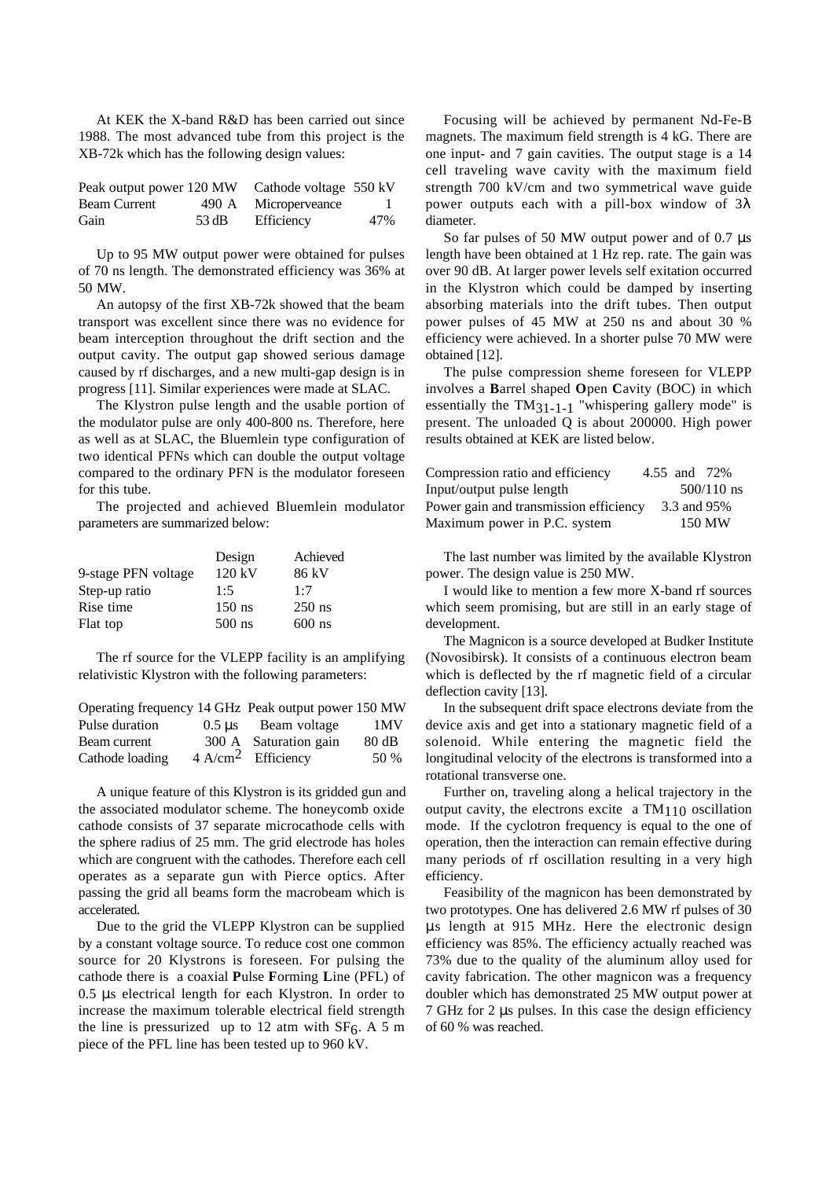At KEK the X-band R&D has been carried out since 1988. The most advanced tube from this project is the XB-72k which has the following design values:

| | | | |
|---|---|---|---|
| Peak output power | 120 MW | Cathode voltage | 550 kV |
| Beam Current | 490 A | Microperveance | 1 |
| Gain | 53 dB | Efficiency | 47% |

Up to 95 MW output power were obtained for pulses of 70 ns length. The demonstrated efficiency was 36% at 50 MW.

An autopsy of the first XB-72k showed that the beam transport was excellent since there was no evidence for beam interception throughout the drift section and the output cavity. The output gap showed serious damage caused by rf discharges, and a new multi-gap design is in progress [11]. Similar experiences were made at SLAC.

The Klystron pulse length and the usable portion of the modulator pulse are only 400-800 ns. Therefore, here as well as at SLAC, the Bluemlein type configuration of two identical PFNs which can double the output voltage compared to the ordinary PFN is the modulator foreseen for this tube.

The projected and achieved Bluemlein modulator parameters are summarized below:

| | Design | Achieved |
|---|---|---|
| 9-stage PFN voltage | 120 kV | 86 kV |
| Step-up ratio | 1:5 | 1:7 |
| Rise time | 150 ns | 250 ns |
| Flat top | 500 ns | 600 ns |

The rf source for the VLEPP facility is an amplifying relativistic Klystron with the following parameters:

| | | | |
|---|---|---|---|
| Operating frequency | 14 GHz | Peak output power | 150 MW |
| Pulse duration | 0.5 µs | Beam voltage | 1MV |
| Beam current | 300 A | Saturation gain | 80 dB |
| Cathode loading | 4 A/cm$^2$ | Efficiency | 50 % |

A unique feature of this Klystron is its gridded gun and the associated modulator scheme. The honeycomb oxide cathode consists of 37 separate microcathode cells with the sphere radius of 25 mm. The grid electrode has holes which are congruent with the cathodes. Therefore each cell operates as a separate gun with Pierce optics. After passing the grid all beams form the macrobeam which is accelerated.

Due to the grid the VLEPP Klystron can be supplied by a constant voltage source. To reduce cost one common source for 20 Klystrons is foreseen. For pulsing the cathode there is a coaxial **P**ulse **F**orming **L**ine (PFL) of 0.5 µs electrical length for each Klystron. In order to increase the maximum tolerable electrical field strength the line is pressurized up to 12 atm with $SF_6$. A 5 m piece of the PFL line has been tested up to 960 kV.

Focusing will be achieved by permanent Nd-Fe-B magnets. The maximum field strength is 4 kG. There are one input- and 7 gain cavities. The output stage is a 14 cell traveling wave cavity with the maximum field strength 700 kV/cm and two symmetrical wave guide power outputs each with a pill-box window of 3λ diameter.

So far pulses of 50 MW output power and of 0.7 µs length have been obtained at 1 Hz rep. rate. The gain was over 90 dB. At larger power levels self exitation occurred in the Klystron which could be damped by inserting absorbing materials into the drift tubes. Then output power pulses of 45 MW at 250 ns and about 30 % efficiency were achieved. In a shorter pulse 70 MW were obtained [12].

The pulse compression sheme foreseen for VLEPP involves a **B**arrel shaped **O**pen **C**avity (BOC) in which essentially the $TM_{31-1-1}$ "whispering gallery mode" is present. The unloaded Q is about 200000. High power results obtained at KEK are listed below.

| | |
|---|---|
| Compression ratio and efficiency | 4.55 and 72% |
| Input/output pulse length | 500/110 ns |
| Power gain and transmission efficiency | 3.3 and 95% |
| Maximum power in P.C. system | 150 MW |

The last number was limited by the available Klystron power. The design value is 250 MW.

I would like to mention a few more X-band rf sources which seem promising, but are still in an early stage of development.

The Magnicon is a source developed at Budker Institute (Novosibirsk). It consists of a continuous electron beam which is deflected by the rf magnetic field of a circular deflection cavity [13].

In the subsequent drift space electrons deviate from the device axis and get into a stationary magnetic field of a solenoid. While entering the magnetic field the longitudinal velocity of the electrons is transformed into a rotational transverse one.

Further on, traveling along a helical trajectory in the output cavity, the electrons excite a $TM_{110}$ oscillation mode. If the cyclotron frequency is equal to the one of operation, then the interaction can remain effective during many periods of rf oscillation resulting in a very high efficiency.

Feasibility of the magnicon has been demonstrated by two prototypes. One has delivered 2.6 MW rf pulses of 30 µs length at 915 MHz. Here the electronic design efficiency was 85%. The efficiency actually reached was 73% due to the quality of the aluminum alloy used for cavity fabrication. The other magnicon was a frequency doubler which has demonstrated 25 MW output power at 7 GHz for 2 µs pulses. In this case the design efficiency of 60 % was reached.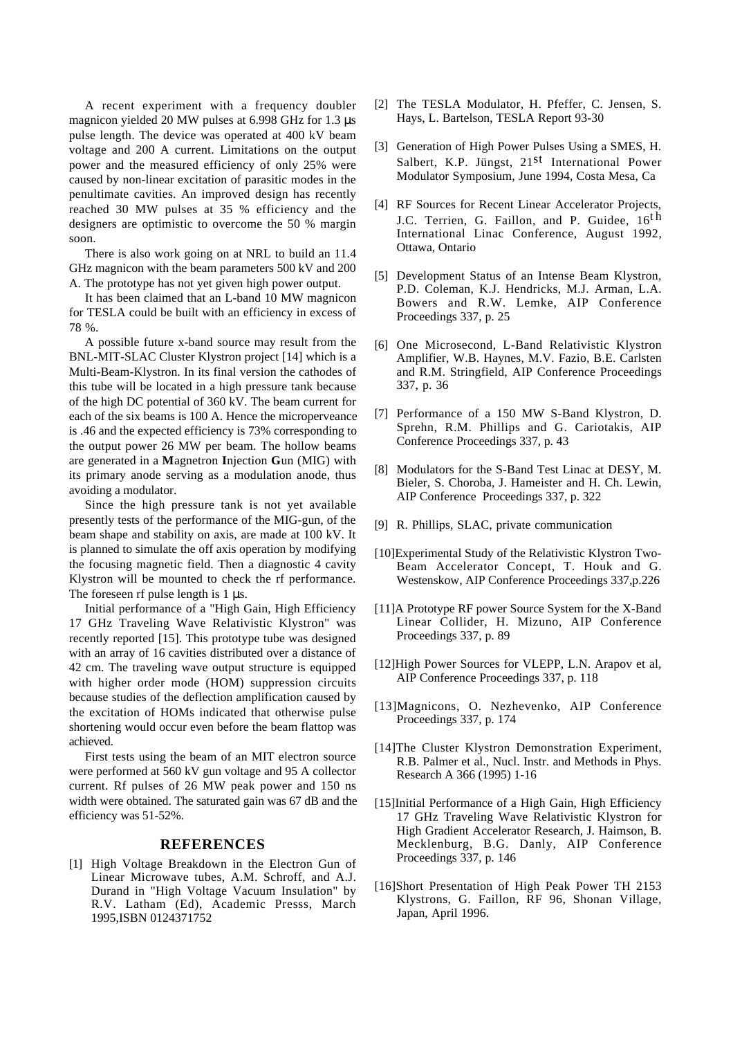A recent experiment with a frequency doubler magnicon yielded 20 MW pulses at 6.998 GHz for 1.3 µs pulse length. The device was operated at 400 kV beam voltage and 200 A current. Limitations on the output power and the measured efficiency of only 25% were caused by non-linear excitation of parasitic modes in the penultimate cavities. An improved design has recently reached 30 MW pulses at 35 % efficiency and the designers are optimistic to overcome the 50 % margin soon.

There is also work going on at NRL to build an 11.4 GHz magnicon with the beam parameters 500 kV and 200 A. The prototype has not yet given high power output.

It has been claimed that an L-band 10 MW magnicon for TESLA could be built with an efficiency in excess of 78 %.

A possible future x-band source may result from the BNL-MIT-SLAC Cluster Klystron project [14] which is a Multi-Beam-Klystron. In its final version the cathodes of this tube will be located in a high pressure tank because of the high DC potential of 360 kV. The beam current for each of the six beams is 100 A. Hence the microperveance is .46 and the expected efficiency is 73% corresponding to the output power 26 MW per beam. The hollow beams are generated in a **M**agnetron **I**njection **G**un (MIG) with its primary anode serving as a modulation anode, thus avoiding a modulator.

Since the high pressure tank is not yet available presently tests of the performance of the MIG-gun, of the beam shape and stability on axis, are made at 100 kV. It is planned to simulate the off axis operation by modifying the focusing magnetic field. Then a diagnostic 4 cavity Klystron will be mounted to check the rf performance. The foreseen rf pulse length is 1 µs.

Initial performance of a "High Gain, High Efficiency 17 GHz Traveling Wave Relativistic Klystron" was recently reported [15]. This prototype tube was designed with an array of 16 cavities distributed over a distance of 42 cm. The traveling wave output structure is equipped with higher order mode (HOM) suppression circuits because studies of the deflection amplification caused by the excitation of HOMs indicated that otherwise pulse shortening would occur even before the beam flattop was achieved.

First tests using the beam of an MIT electron source were performed at 560 kV gun voltage and 95 A collector current. Rf pulses of 26 MW peak power and 150 ns width were obtained. The saturated gain was 67 dB and the efficiency was 51-52%.

## REFERENCES

[1] High Voltage Breakdown in the Electron Gun of Linear Microwave tubes, A.M. Schroff, and A.J. Durand in "High Voltage Vacuum Insulation" by R.V. Latham (Ed), Academic Presss, March 1995,ISBN 0124371752

[2] The TESLA Modulator, H. Pfeffer, C. Jensen, S. Hays, L. Bartelson, TESLA Report 93-30

[3] Generation of High Power Pulses Using a SMES, H. Salbert, K.P. Jüngst, 21st International Power Modulator Symposium, June 1994, Costa Mesa, Ca

[4] RF Sources for Recent Linear Accelerator Projects, J.C. Terrien, G. Faillon, and P. Guidee, 16th International Linac Conference, August 1992, Ottawa, Ontario

[5] Development Status of an Intense Beam Klystron, P.D. Coleman, K.J. Hendricks, M.J. Arman, L.A. Bowers and R.W. Lemke, AIP Conference Proceedings 337, p. 25

[6] One Microsecond, L-Band Relativistic Klystron Amplifier, W.B. Haynes, M.V. Fazio, B.E. Carlsten and R.M. Stringfield, AIP Conference Proceedings 337, p. 36

[7] Performance of a 150 MW S-Band Klystron, D. Sprehn, R.M. Phillips and G. Cariotakis, AIP Conference Proceedings 337, p. 43

[8] Modulators for the S-Band Test Linac at DESY, M. Bieler, S. Choroba, J. Hameister and H. Ch. Lewin, AIP Conference Proceedings 337, p. 322

[9] R. Phillips, SLAC, private communication

[10] Experimental Study of the Relativistic Klystron Two-Beam Accelerator Concept, T. Houk and G. Westenskow, AIP Conference Proceedings 337,p.226

[11] A Prototype RF power Source System for the X-Band Linear Collider, H. Mizuno, AIP Conference Proceedings 337, p. 89

[12] High Power Sources for VLEPP, L.N. Arapov et al, AIP Conference Proceedings 337, p. 118

[13] Magnicons, O. Nezhevenko, AIP Conference Proceedings 337, p. 174

[14] The Cluster Klystron Demonstration Experiment, R.B. Palmer et al., Nucl. Instr. and Methods in Phys. Research A 366 (1995) 1-16

[15] Initial Performance of a High Gain, High Efficiency 17 GHz Traveling Wave Relativistic Klystron for High Gradient Accelerator Research, J. Haimson, B. Mecklenburg, B.G. Danly, AIP Conference Proceedings 337, p. 146

[16] Short Presentation of High Peak Power TH 2153 Klystrons, G. Faillon, RF 96, Shonan Village, Japan, April 1996.